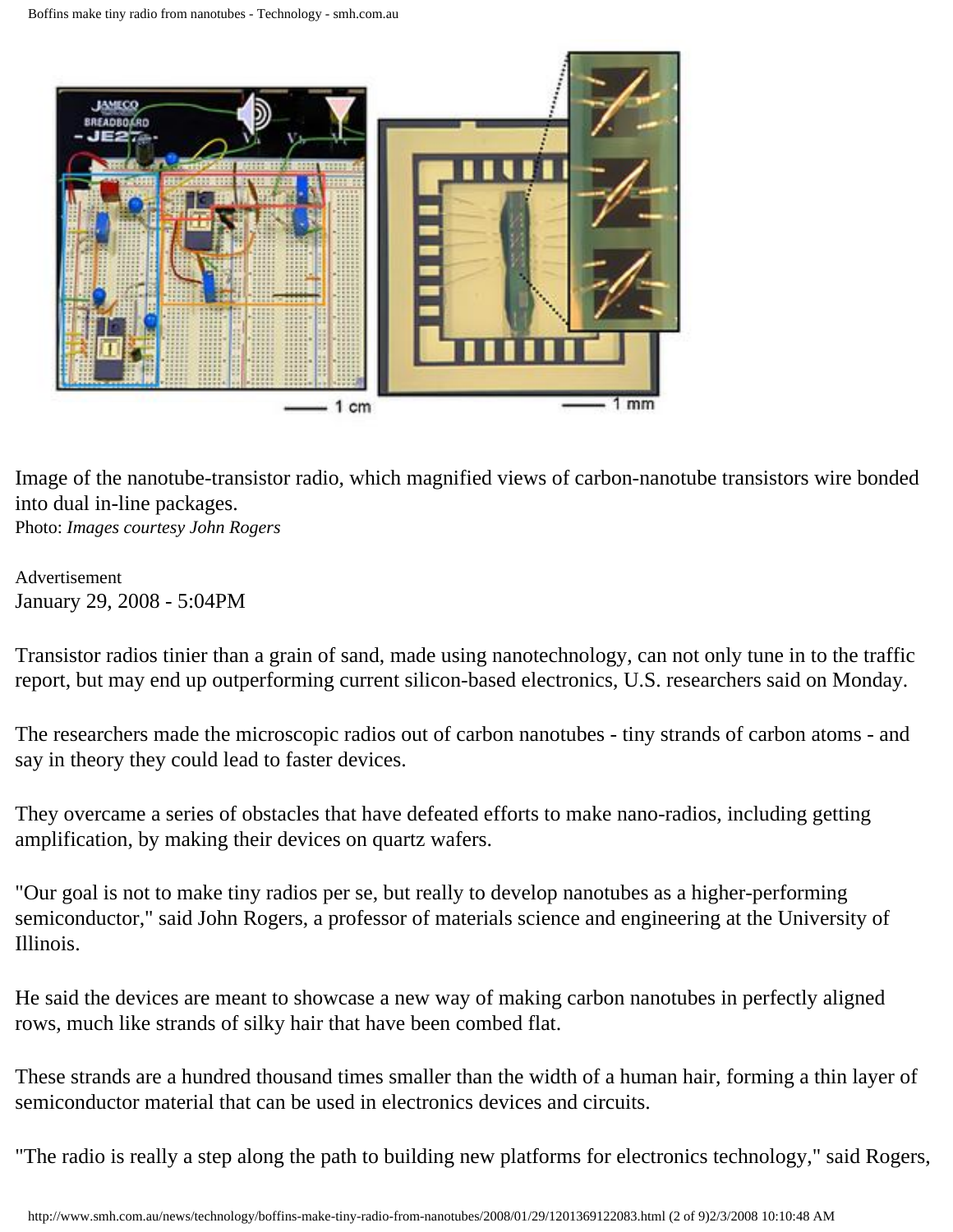Image of the nanotube-transistor radio, which magnified views of carbon-nanotube transistors wire bonded into dual in-line packages.
Photo: *Images courtesy John Rogers*

Advertisement
January 29, 2008 - 5:04PM

Transistor radios tinier than a grain of sand, made using nanotechnology, can not only tune in to the traffic report, but may end up outperforming current silicon-based electronics, U.S. researchers said on Monday.

The researchers made the microscopic radios out of carbon nanotubes - tiny strands of carbon atoms - and say in theory they could lead to faster devices.

They overcame a series of obstacles that have defeated efforts to make nano-radios, including getting amplification, by making their devices on quartz wafers.

"Our goal is not to make tiny radios per se, but really to develop nanotubes as a higher-performing semiconductor," said John Rogers, a professor of materials science and engineering at the University of Illinois.

He said the devices are meant to showcase a new way of making carbon nanotubes in perfectly aligned rows, much like strands of silky hair that have been combed flat.

These strands are a hundred thousand times smaller than the width of a human hair, forming a thin layer of semiconductor material that can be used in electronics devices and circuits.

"The radio is really a step along the path to building new platforms for electronics technology," said Rogers,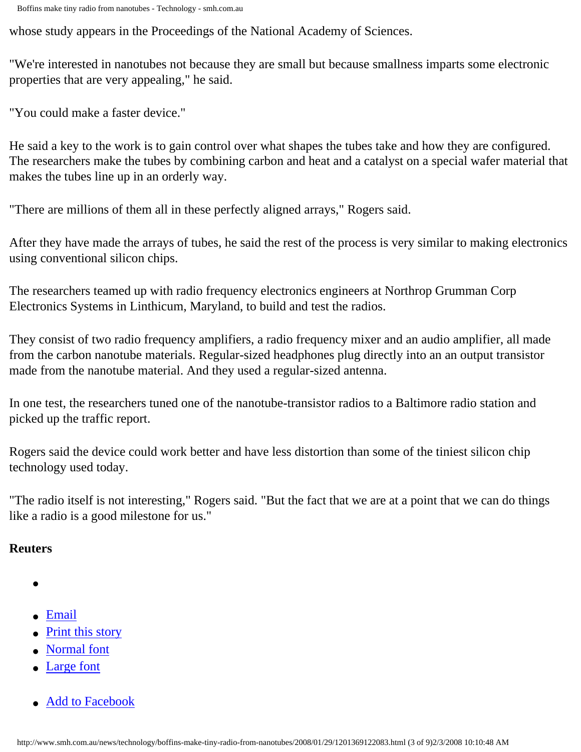whose study appears in the Proceedings of the National Academy of Sciences.

"We're interested in nanotubes not because they are small but because smallness imparts some electronic properties that are very appealing," he said.

"You could make a faster device."

He said a key to the work is to gain control over what shapes the tubes take and how they are configured. The researchers make the tubes by combining carbon and heat and a catalyst on a special wafer material that makes the tubes line up in an orderly way.

"There are millions of them all in these perfectly aligned arrays," Rogers said.

After they have made the arrays of tubes, he said the rest of the process is very similar to making electronics using conventional silicon chips.

The researchers teamed up with radio frequency electronics engineers at Northrop Grumman Corp Electronics Systems in Linthicum, Maryland, to build and test the radios.

They consist of two radio frequency amplifiers, a radio frequency mixer and an audio amplifier, all made from the carbon nanotube materials. Regular-sized headphones plug directly into an an output transistor made from the nanotube material. And they used a regular-sized antenna.

In one test, the researchers tuned one of the nanotube-transistor radios to a Baltimore radio station and picked up the traffic report.

Rogers said the device could work better and have less distortion than some of the tiniest silicon chip technology used today.

"The radio itself is not interesting," Rogers said. "But the fact that we are at a point that we can do things like a radio is a good milestone for us."

**Reuters**

- Email
- Print this story
- Normal font
- Large font

- Add to Facebook